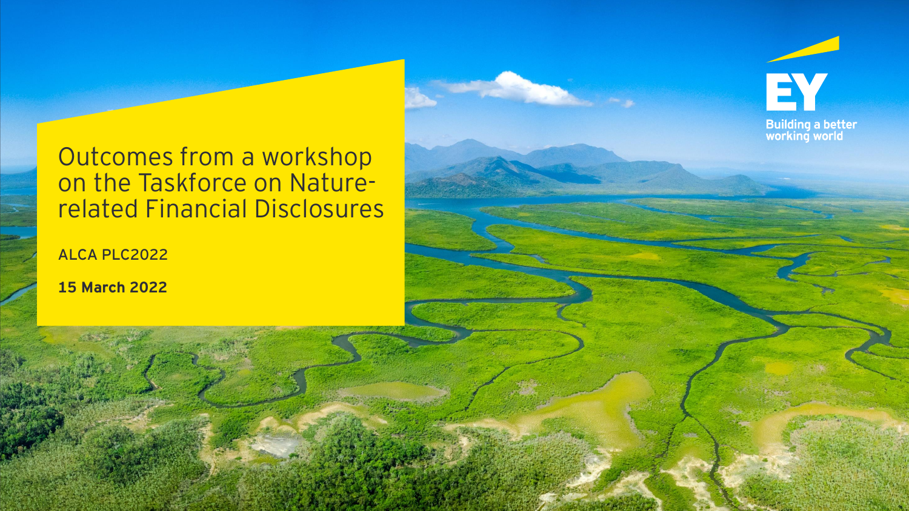# Outcomes from a workshop on the Taskforce on Nature-related Financial Disclosures

ALCA PLC2022

**15 March 2022**

EY

Building a better working world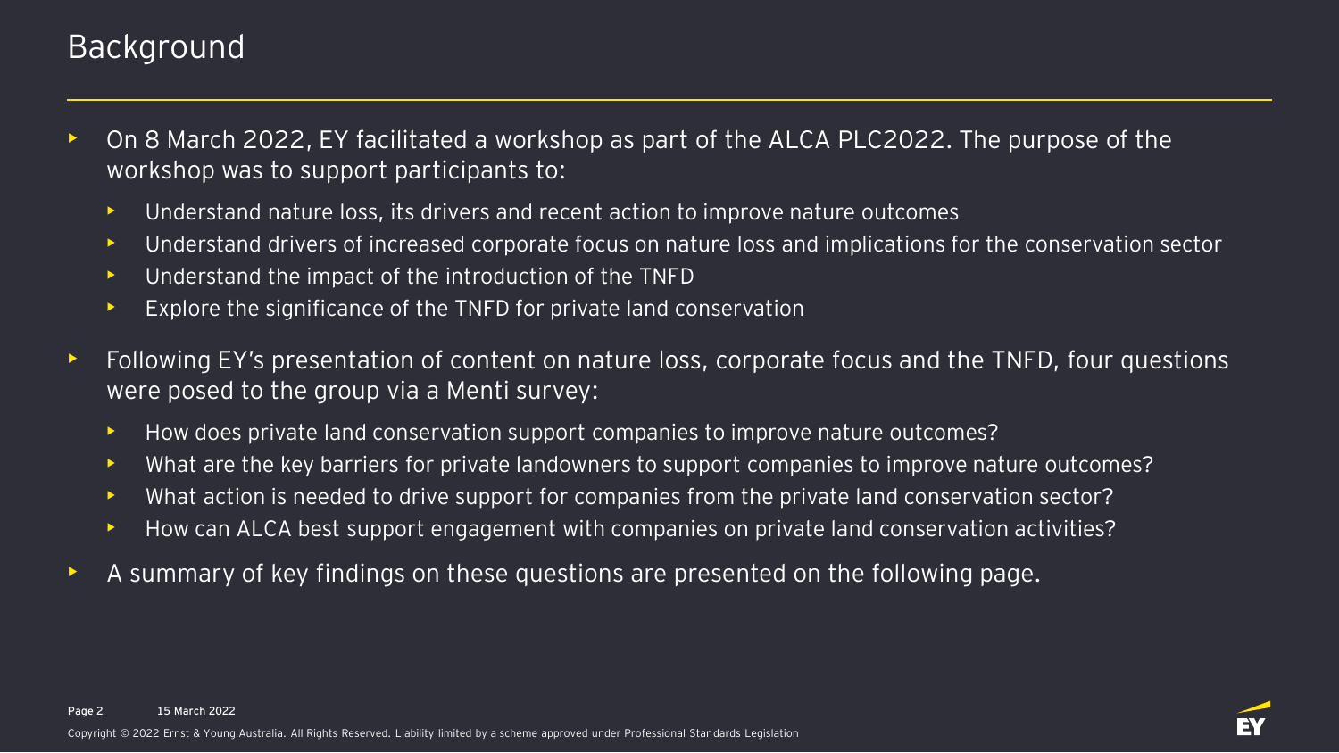# Background

- On 8 March 2022, EY facilitated a workshop as part of the ALCA PLC2022. The purpose of the workshop was to support participants to:
  - Understand nature loss, its drivers and recent action to improve nature outcomes
  - Understand drivers of increased corporate focus on nature loss and implications for the conservation sector
  - Understand the impact of the introduction of the TNFD
  - Explore the significance of the TNFD for private land conservation
- Following EY's presentation of content on nature loss, corporate focus and the TNFD, four questions were posed to the group via a Menti survey:
  - How does private land conservation support companies to improve nature outcomes?
  - What are the key barriers for private landowners to support companies to improve nature outcomes?
  - What action is needed to drive support for companies from the private land conservation sector?
  - How can ALCA best support engagement with companies on private land conservation activities?
- A summary of key findings on these questions are presented on the following page.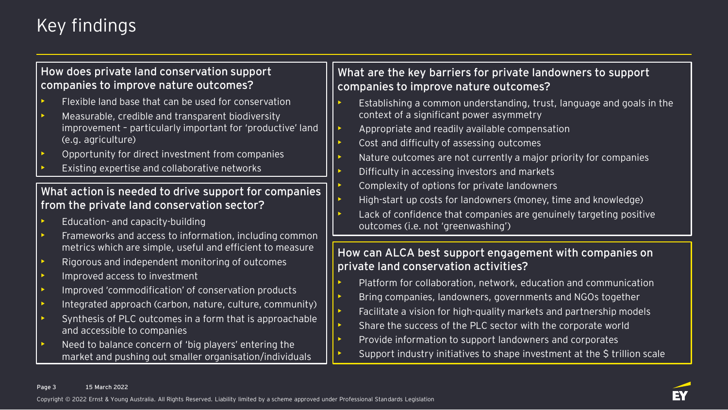# Key findings

## How does private land conservation support companies to improve nature outcomes?

- Flexible land base that can be used for conservation
- Measurable, credible and transparent biodiversity improvement – particularly important for 'productive' land (e.g. agriculture)
- Opportunity for direct investment from companies
- Existing expertise and collaborative networks

## What action is needed to drive support for companies from the private land conservation sector?

- Education- and capacity-building
- Frameworks and access to information, including common metrics which are simple, useful and efficient to measure
- Rigorous and independent monitoring of outcomes
- Improved access to investment
- Improved 'commodification' of conservation products
- Integrated approach (carbon, nature, culture, community)
- Synthesis of PLC outcomes in a form that is approachable and accessible to companies
- Need to balance concern of 'big players' entering the market and pushing out smaller organisation/individuals

## What are the key barriers for private landowners to support companies to improve nature outcomes?

- Establishing a common understanding, trust, language and goals in the context of a significant power asymmetry
- Appropriate and readily available compensation
- Cost and difficulty of assessing outcomes
- Nature outcomes are not currently a major priority for companies
- Difficulty in accessing investors and markets
- Complexity of options for private landowners
- High-start up costs for landowners (money, time and knowledge)
- Lack of confidence that companies are genuinely targeting positive outcomes (i.e. not 'greenwashing')

## How can ALCA best support engagement with companies on private land conservation activities?

- Platform for collaboration, network, education and communication
- Bring companies, landowners, governments and NGOs together
- Facilitate a vision for high-quality markets and partnership models
- Share the success of the PLC sector with the corporate world
- Provide information to support landowners and corporates
- Support industry initiatives to shape investment at the $ trillion scale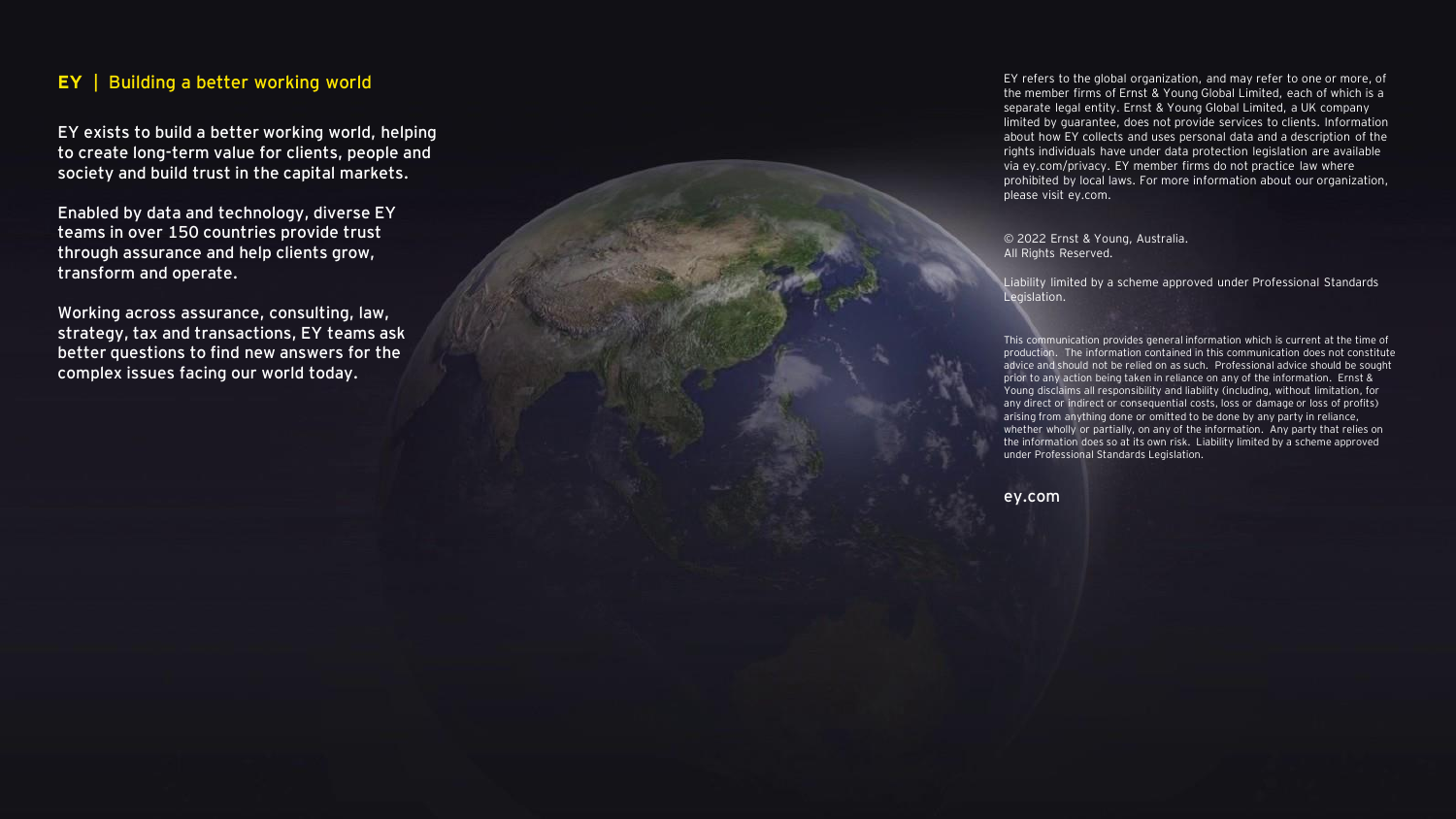**EY** | Building a better working world

EY exists to build a better working world, helping to create long-term value for clients, people and society and build trust in the capital markets.

Enabled by data and technology, diverse EY teams in over 150 countries provide trust through assurance and help clients grow, transform and operate.

Working across assurance, consulting, law, strategy, tax and transactions, EY teams ask better questions to find new answers for the complex issues facing our world today.

EY refers to the global organization, and may refer to one or more, of the member firms of Ernst & Young Global Limited, each of which is a separate legal entity. Ernst & Young Global Limited, a UK company limited by guarantee, does not provide services to clients. Information about how EY collects and uses personal data and a description of the rights individuals have under data protection legislation are available via ey.com/privacy. EY member firms do not practice law where prohibited by local laws. For more information about our organization, please visit ey.com.

© 2022 Ernst & Young, Australia.
All Rights Reserved.

Liability limited by a scheme approved under Professional Standards Legislation.

This communication provides general information which is current at the time of production. The information contained in this communication does not constitute advice and should not be relied on as such. Professional advice should be sought prior to any action being taken in reliance on any of the information. Ernst & Young disclaims all responsibility and liability (including, without limitation, for any direct or indirect or consequential costs, loss or damage or loss of profits) arising from anything done or omitted to be done by any party in reliance, whether wholly or partially, on any of the information. Any party that relies on the information does so at its own risk. Liability limited by a scheme approved under Professional Standards Legislation.

ey.com